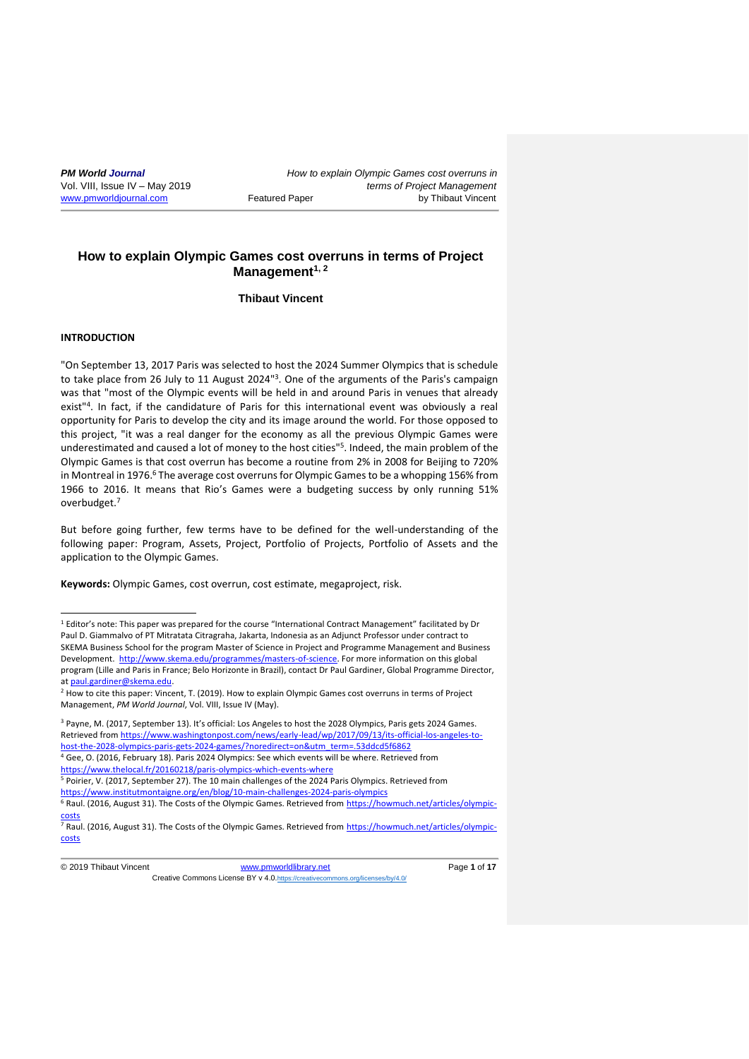# How to explain Olympic Games cost overruns in terms of Project Management[1, 2]

**Thibaut Vincent**

## INTRODUCTION

"On September 13, 2017 Paris was selected to host the 2024 Summer Olympics that is schedule to take place from 26 July to 11 August 2024"[3]. One of the arguments of the Paris's campaign was that "most of the Olympic events will be held in and around Paris in venues that already exist"[4]. In fact, if the candidature of Paris for this international event was obviously a real opportunity for Paris to develop the city and its image around the world. For those opposed to this project, "it was a real danger for the economy as all the previous Olympic Games were underestimated and caused a lot of money to the host cities"[5]. Indeed, the main problem of the Olympic Games is that cost overrun has become a routine from 2% in 2008 for Beijing to 720% in Montreal in 1976.[6] The average cost overruns for Olympic Games to be a whopping 156% from 1966 to 2016. It means that Rio's Games were a budgeting success by only running 51% overbudget.[7]

But before going further, few terms have to be defined for the well-understanding of the following paper: Program, Assets, Project, Portfolio of Projects, Portfolio of Assets and the application to the Olympic Games.

**Keywords:** Olympic Games, cost overrun, cost estimate, megaproject, risk.

---

[1] Editor's note: This paper was prepared for the course "International Contract Management" facilitated by Dr Paul D. Giammalvo of PT Mitratata Citragraha, Jakarta, Indonesia as an Adjunct Professor under contract to SKEMA Business School for the program Master of Science in Project and Programme Management and Business Development. http://www.skema.edu/programmes/masters-of-science. For more information on this global program (Lille and Paris in France; Belo Horizonte in Brazil), contact Dr Paul Gardiner, Global Programme Director, at paul.gardiner@skema.edu.

[2] How to cite this paper: Vincent, T. (2019). How to explain Olympic Games cost overruns in terms of Project Management, *PM World Journal*, Vol. VIII, Issue IV (May).

[3] Payne, M. (2017, September 13). It's official: Los Angeles to host the 2028 Olympics, Paris gets 2024 Games. Retrieved from https://www.washingtonpost.com/news/early-lead/wp/2017/09/13/its-official-los-angeles-to-host-the-2028-olympics-paris-gets-2024-games/?noredirect=on&utm_term=.53ddcd5f6862

[4] Gee, O. (2016, February 18). Paris 2024 Olympics: See which events will be where. Retrieved from https://www.thelocal.fr/20160218/paris-olympics-which-events-where

[5] Poirier, V. (2017, September 27). The 10 main challenges of the 2024 Paris Olympics. Retrieved from https://www.institutmontaigne.org/en/blog/10-main-challenges-2024-paris-olympics

[6] Raul. (2016, August 31). The Costs of the Olympic Games. Retrieved from https://howmuch.net/articles/olympic-costs

[7] Raul. (2016, August 31). The Costs of the Olympic Games. Retrieved from https://howmuch.net/articles/olympic-costs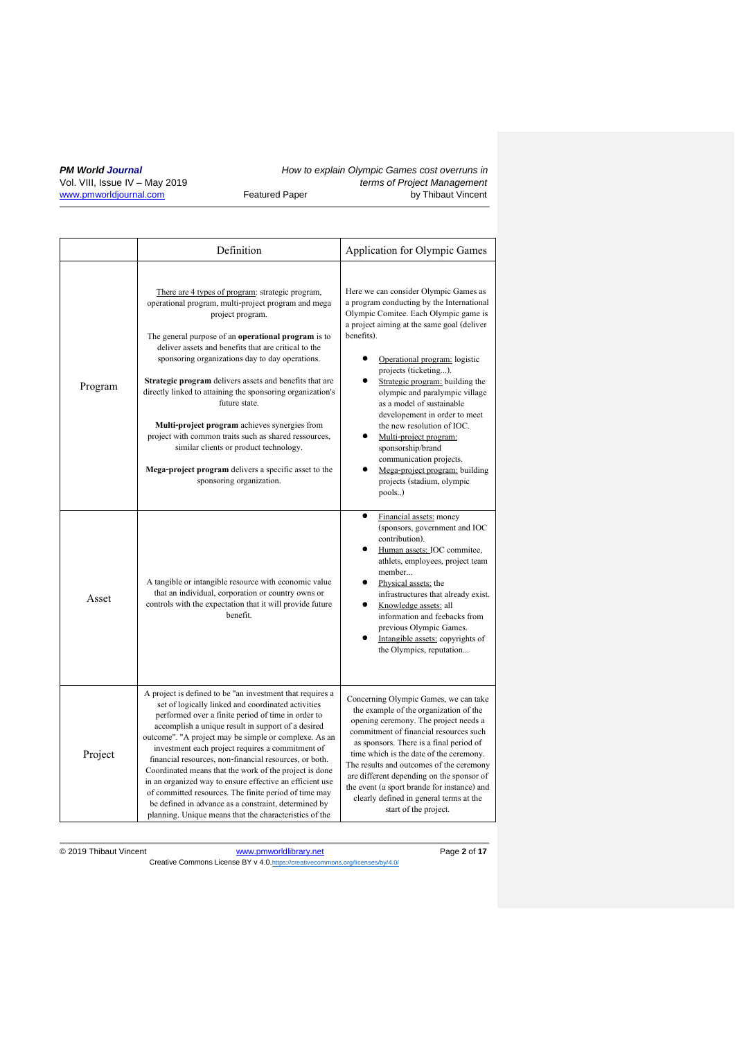| | Definition | Application for Olympic Games |
|---|---|---|
| Program | There are 4 types of program: strategic program, operational program, multi-project program and mega project program.<br><br>The general purpose of an **operational program** is to deliver assets and benefits that are critical to the sponsoring organizations day to day operations.<br><br>**Strategic program** delivers assets and benefits that are directly linked to attaining the sponsoring organization's future state.<br><br>**Multi-project program** achieves synergies from project with common traits such as shared ressources, similar clients or product technology.<br><br>**Mega-project program** delivers a specific asset to the sponsoring organization. | Here we can consider Olympic Games as a program conducting by the International Olympic Comitee. Each Olympic game is a project aiming at the same goal (deliver benefits).<br><br>• Operational program: logistic projects (ticketing...).<br>• Strategic program: building the olympic and paralympic village as a model of sustainable developement in order to meet the new resolution of IOC.<br>• Multi-project program: sponsorship/brand communication projects.<br>• Mega-project program: building projects (stadium, olympic pools..) |
| Asset | A tangible or intangible resource with economic value that an individual, corporation or country owns or controls with the expectation that it will provide future benefit. | • Financial assets: money (sponsors, government and IOC contribution).<br>• Human assets: IOC commitee, athlets, employees, project team member...<br>• Physical assets: the infrastructures that already exist.<br>• Knowledge assets: all information and feebacks from previous Olympic Games.<br>• Intangible assets: copyrights of the Olympics, reputation... |
| Project | A project is defined to be "an investment that requires a set of logically linked and coordinated activities performed over a finite period of time in order to accomplish a unique result in support of a desired outcome". "A project may be simple or complexe. As an investment each project requires a commitment of financial resources, non-financial resources, or both. Coordinated means that the work of the project is done in an organized way to ensure effective an efficient use of committed resources. The finite period of time may be defined in advance as a constraint, determined by planning. Unique means that the characteristics of the | Concerning Olympic Games, we can take the example of the organization of the opening ceremony. The project needs a commitment of financial resources such as sponsors. There is a final period of time which is the date of the ceremony. The results and outcomes of the ceremony are different depending on the sponsor of the event (a sport brande for instance) and clearly defined in general terms at the start of the project. |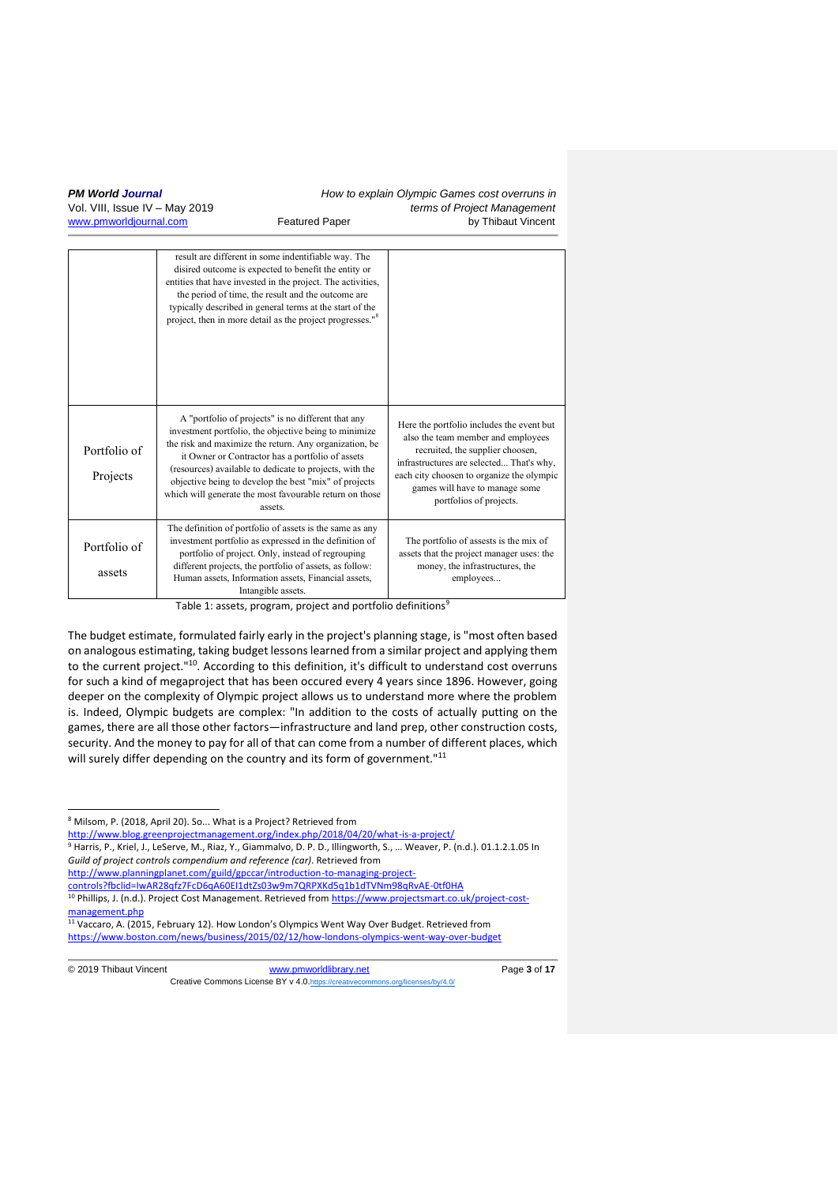| | | |
|---|---|---|
| | result are different in some indentifiable way. The disired outcome is expected to benefit the entity or entities that have invested in the project. The activities, the period of time, the result and the outcome are typically described in general terms at the start of the project, then in more detail as the project progresses."[8] | |
| Portfolio of Projects | A "portfolio of projects" is no different that any investment portfolio, the objective being to minimize the risk and maximize the return. Any organization, be it Owner or Contractor has a portfolio of assets (resources) available to dedicate to projects, with the objective being to develop the best "mix" of projects which will generate the most favourable return on those assets. | Here the portfolio includes the event but also the team member and employees recruited, the supplier choosen, infrastructures are selected... That's why, each city choosen to organize the olympic games will have to manage some portfolios of projects. |
| Portfolio of assets | The definition of portfolio of assets is the same as any investment portfolio as expressed in the definition of portfolio of project. Only, instead of regrouping different projects, the portfolio of assets, as follow: Human assets, Information assets, Financial assets, Intangible assets. | The portfolio of assests is the mix of assets that the project manager uses: the money, the infrastructures, the employees... |

Table 1: assets, program, project and portfolio definitions[9]

The budget estimate, formulated fairly early in the project's planning stage, is "most often based on analogous estimating, taking budget lessons learned from a similar project and applying them to the current project."[10]. According to this definition, it's difficult to understand cost overruns for such a kind of megaproject that has been occured every 4 years since 1896. However, going deeper on the complexity of Olympic project allows us to understand more where the problem is. Indeed, Olympic budgets are complex: "In addition to the costs of actually putting on the games, there are all those other factors—infrastructure and land prep, other construction costs, security. And the money to pay for all of that can come from a number of different places, which will surely differ depending on the country and its form of government."[11]

---

[8] Milsom, P. (2018, April 20). So... What is a Project? Retrieved from http://www.blog.greenprojectmanagement.org/index.php/2018/04/20/what-is-a-project/

[9] Harris, P., Kriel, J., LeServe, M., Riaz, Y., Giammalvo, D. P. D., Illingworth, S., … Weaver, P. (n.d.). 01.1.2.1.05 In *Guild of project controls compendium and reference (car)*. Retrieved from http://www.planningplanet.com/guild/gpccar/introduction-to-managing-project-controls?fbclid=IwAR28qfz7FcD6qA60El1dtZs03w9m7QRPXKd5q1b1dTVNm98qRvAE-0tf0HA

[10] Phillips, J. (n.d.). Project Cost Management. Retrieved from https://www.projectsmart.co.uk/project-cost-management.php

[11] Vaccaro, A. (2015, February 12). How London's Olympics Went Way Over Budget. Retrieved from https://www.boston.com/news/business/2015/02/12/how-londons-olympics-went-way-over-budget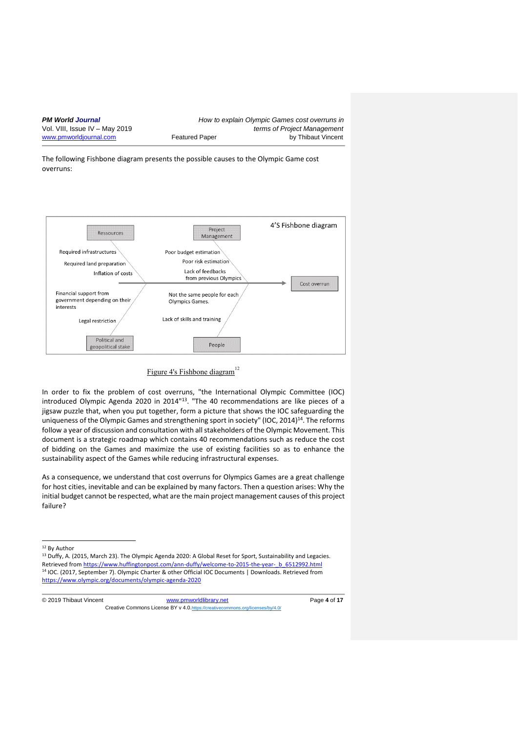The following Fishbone diagram presents the possible causes to the Olympic Game cost overruns:

4'S Fishbone diagram

Ressources
- Required infrastructures
- Required land preparation
- Inflation of costs

Project Management
- Poor budget estimation
- Poor risk estimation
- Lack of feedbacks from previous Olympics

Political and geopolitical stake
- Financial support from government depending on their interests
- Legal restriction

People
- Not the same people for each Olympics Games.
- Lack of skills and training

Cost overrun

Figure 4's Fishbone diagram[12]

In order to fix the problem of cost overruns, "the International Olympic Committee (IOC) introduced Olympic Agenda 2020 in 2014"[13]. "The 40 recommendations are like pieces of a jigsaw puzzle that, when you put together, form a picture that shows the IOC safeguarding the uniqueness of the Olympic Games and strengthening sport in society" (IOC, 2014)[14]. The reforms follow a year of discussion and consultation with all stakeholders of the Olympic Movement. This document is a strategic roadmap which contains 40 recommendations such as reduce the cost of bidding on the Games and maximize the use of existing facilities so as to enhance the sustainability aspect of the Games while reducing infrastructural expenses.

As a consequence, we understand that cost overruns for Olympics Games are a great challenge for host cities, inevitable and can be explained by many factors. Then a question arises: Why the initial budget cannot be respected, what are the main project management causes of this project failure?

---

[12] By Author

[13] Duffy, A. (2015, March 23). The Olympic Agenda 2020: A Global Reset for Sport, Sustainability and Legacies. Retrieved from https://www.huffingtonpost.com/ann-duffy/welcome-to-2015-the-year-_b_6512992.html

[14] IOC. (2017, September 7). Olympic Charter & other Official IOC Documents | Downloads. Retrieved from https://www.olympic.org/documents/olympic-agenda-2020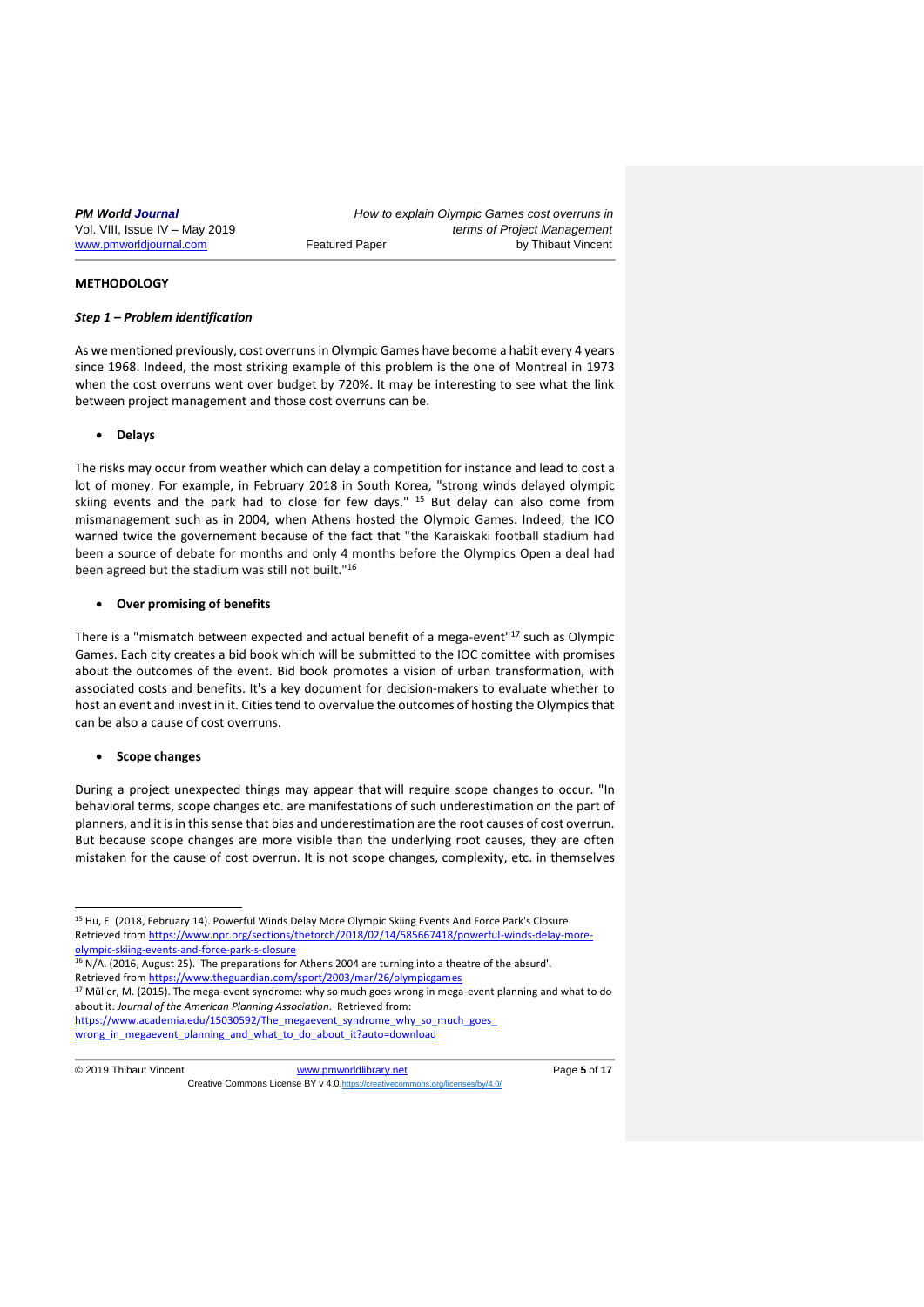**METHODOLOGY**

***Step 1 – Problem identification***

As we mentioned previously, cost overruns in Olympic Games have become a habit every 4 years since 1968. Indeed, the most striking example of this problem is the one of Montreal in 1973 when the cost overruns went over budget by 720%. It may be interesting to see what the link between project management and those cost overruns can be.

- **Delays**

The risks may occur from weather which can delay a competition for instance and lead to cost a lot of money. For example, in February 2018 in South Korea, "strong winds delayed olympic skiing events and the park had to close for few days." [15] But delay can also come from mismanagement such as in 2004, when Athens hosted the Olympic Games. Indeed, the ICO warned twice the governement because of the fact that "the Karaiskaki football stadium had been a source of debate for months and only 4 months before the Olympics Open a deal had been agreed but the stadium was still not built."[16]

- **Over promising of benefits**

There is a "mismatch between expected and actual benefit of a mega-event"[17] such as Olympic Games. Each city creates a bid book which will be submitted to the IOC comittee with promises about the outcomes of the event. Bid book promotes a vision of urban transformation, with associated costs and benefits. It's a key document for decision-makers to evaluate whether to host an event and invest in it. Cities tend to overvalue the outcomes of hosting the Olympics that can be also a cause of cost overruns.

- **Scope changes**

During a project unexpected things may appear that will require scope changes to occur. "In behavioral terms, scope changes etc. are manifestations of such underestimation on the part of planners, and it is in this sense that bias and underestimation are the root causes of cost overrun. But because scope changes are more visible than the underlying root causes, they are often mistaken for the cause of cost overrun. It is not scope changes, complexity, etc. in themselves

---

[15] Hu, E. (2018, February 14). Powerful Winds Delay More Olympic Skiing Events And Force Park's Closure. Retrieved from https://www.npr.org/sections/thetorch/2018/02/14/585667418/powerful-winds-delay-more-olympic-skiing-events-and-force-park-s-closure

[16] N/A. (2016, August 25). 'The preparations for Athens 2004 are turning into a theatre of the absurd'. Retrieved from https://www.theguardian.com/sport/2003/mar/26/olympicgames

[17] Müller, M. (2015). The mega-event syndrome: why so much goes wrong in mega-event planning and what to do about it. *Journal of the American Planning Association*. Retrieved from: https://www.academia.edu/15030592/The_megaevent_syndrome_why_so_much_goes_wrong_in_megaevent_planning_and_what_to_do_about_it?auto=download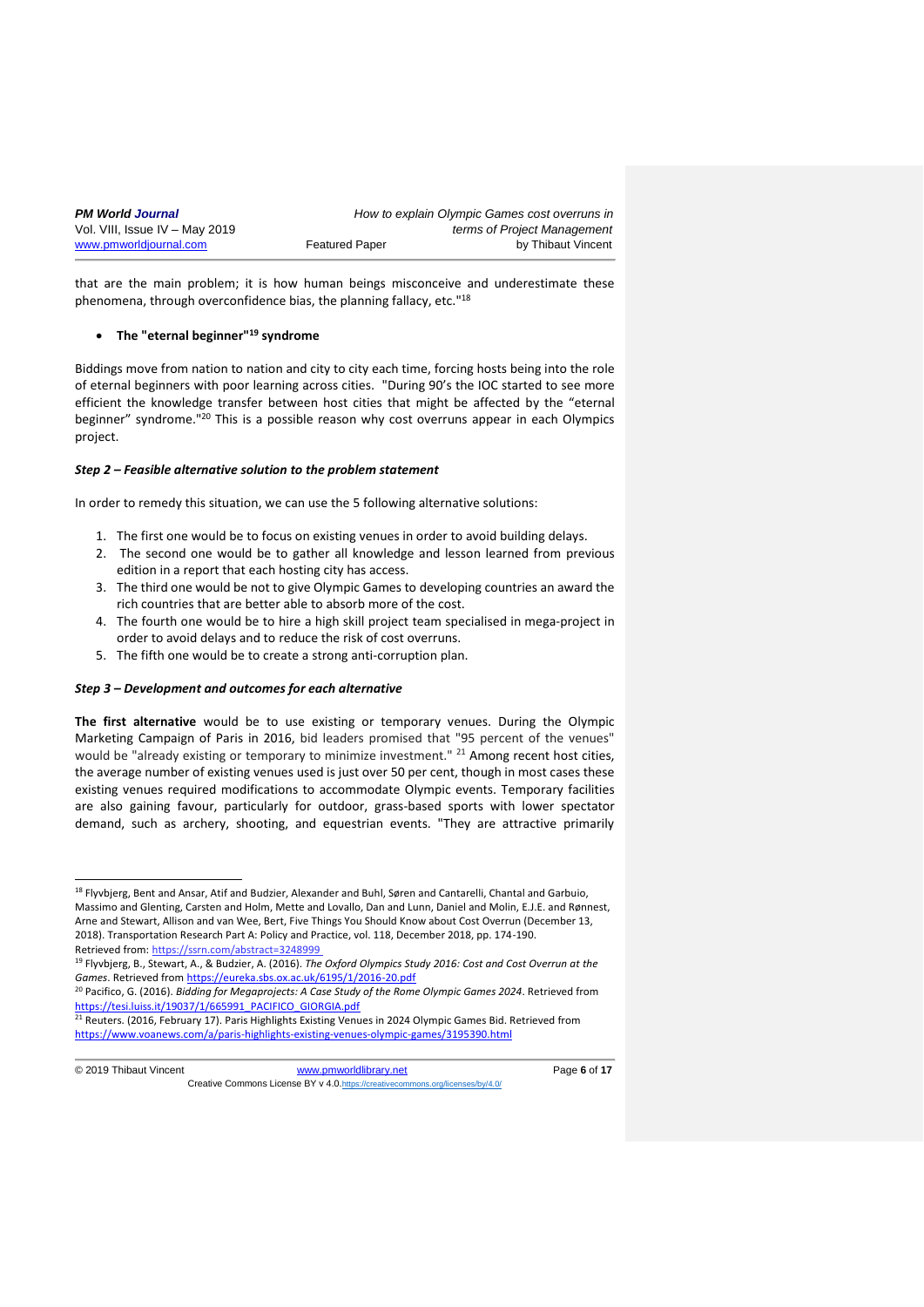that are the main problem; it is how human beings misconceive and underestimate these phenomena, through overconfidence bias, the planning fallacy, etc."[18]

- **The "eternal beginner"[19] syndrome**

Biddings move from nation to nation and city to city each time, forcing hosts being into the role of eternal beginners with poor learning across cities. "During 90's the IOC started to see more efficient the knowledge transfer between host cities that might be affected by the "eternal beginner" syndrome."[20] This is a possible reason why cost overruns appear in each Olympics project.

***Step 2 – Feasible alternative solution to the problem statement***

In order to remedy this situation, we can use the 5 following alternative solutions:

1. The first one would be to focus on existing venues in order to avoid building delays.
2. The second one would be to gather all knowledge and lesson learned from previous edition in a report that each hosting city has access.
3. The third one would be not to give Olympic Games to developing countries an award the rich countries that are better able to absorb more of the cost.
4. The fourth one would be to hire a high skill project team specialised in mega-project in order to avoid delays and to reduce the risk of cost overruns.
5. The fifth one would be to create a strong anti-corruption plan.

***Step 3 – Development and outcomes for each alternative***

**The first alternative** would be to use existing or temporary venues. During the Olympic Marketing Campaign of Paris in 2016, bid leaders promised that "95 percent of the venues" would be "already existing or temporary to minimize investment." [21] Among recent host cities, the average number of existing venues used is just over 50 per cent, though in most cases these existing venues required modifications to accommodate Olympic events. Temporary facilities are also gaining favour, particularly for outdoor, grass-based sports with lower spectator demand, such as archery, shooting, and equestrian events. "They are attractive primarily

---

[18] Flyvbjerg, Bent and Ansar, Atif and Budzier, Alexander and Buhl, Søren and Cantarelli, Chantal and Garbuio, Massimo and Glenting, Carsten and Holm, Mette and Lovallo, Dan and Lunn, Daniel and Molin, E.J.E. and Rønnest, Arne and Stewart, Allison and van Wee, Bert, Five Things You Should Know about Cost Overrun (December 13, 2018). Transportation Research Part A: Policy and Practice, vol. 118, December 2018, pp. 174-190. Retrieved from: https://ssrn.com/abstract=3248999

[19] Flyvbjerg, B., Stewart, A., & Budzier, A. (2016). *The Oxford Olympics Study 2016: Cost and Cost Overrun at the Games*. Retrieved from https://eureka.sbs.ox.ac.uk/6195/1/2016-20.pdf

[20] Pacifico, G. (2016). *Bidding for Megaprojects: A Case Study of the Rome Olympic Games 2024*. Retrieved from https://tesi.luiss.it/19037/1/665991_PACIFICO_GIORGIA.pdf

[21] Reuters. (2016, February 17). Paris Highlights Existing Venues in 2024 Olympic Games Bid. Retrieved from https://www.voanews.com/a/paris-highlights-existing-venues-olympic-games/3195390.html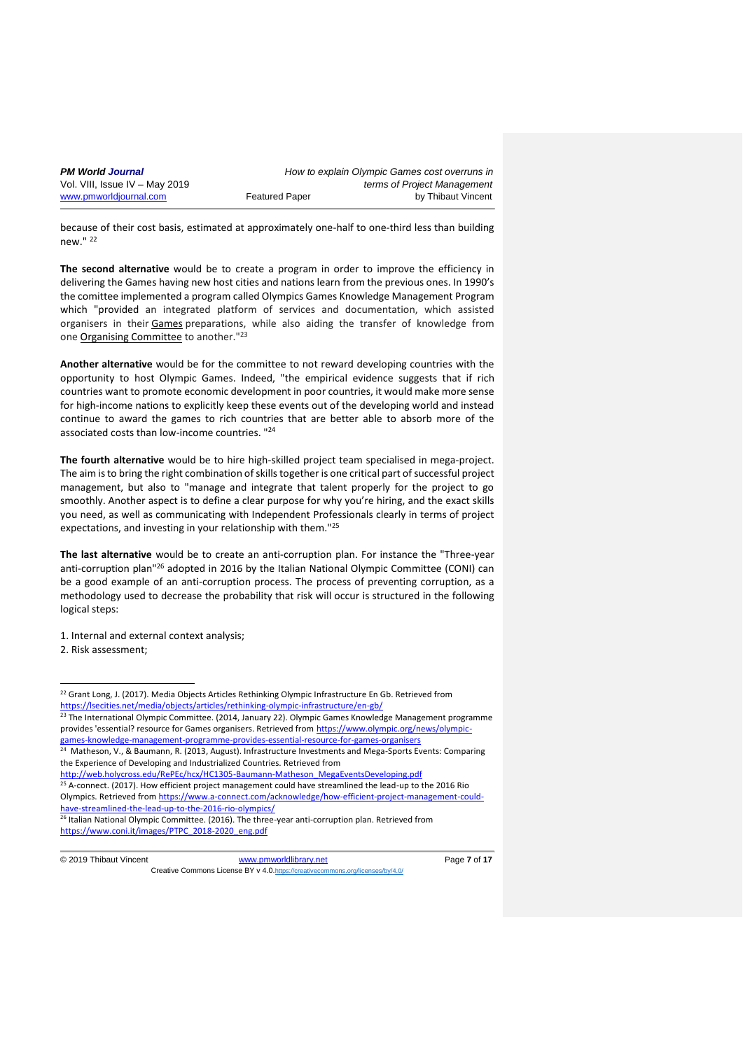because of their cost basis, estimated at approximately one-half to one-third less than building new." [22]

**The second alternative** would be to create a program in order to improve the efficiency in delivering the Games having new host cities and nations learn from the previous ones. In 1990's the comittee implemented a program called Olympics Games Knowledge Management Program which "provided an integrated platform of services and documentation, which assisted organisers in their Games preparations, while also aiding the transfer of knowledge from one Organising Committee to another."[23]

**Another alternative** would be for the committee to not reward developing countries with the opportunity to host Olympic Games. Indeed, "the empirical evidence suggests that if rich countries want to promote economic development in poor countries, it would make more sense for high-income nations to explicitly keep these events out of the developing world and instead continue to award the games to rich countries that are better able to absorb more of the associated costs than low-income countries. "[24]

**The fourth alternative** would be to hire high-skilled project team specialised in mega-project. The aim is to bring the right combination of skills together is one critical part of successful project management, but also to "manage and integrate that talent properly for the project to go smoothly. Another aspect is to define a clear purpose for why you're hiring, and the exact skills you need, as well as communicating with Independent Professionals clearly in terms of project expectations, and investing in your relationship with them."[25]

**The last alternative** would be to create an anti-corruption plan. For instance the "Three-year anti-corruption plan"[26] adopted in 2016 by the Italian National Olympic Committee (CONI) can be a good example of an anti-corruption process. The process of preventing corruption, as a methodology used to decrease the probability that risk will occur is structured in the following logical steps:

1. Internal and external context analysis;
2. Risk assessment;

---

[22] Grant Long, J. (2017). Media Objects Articles Rethinking Olympic Infrastructure En Gb. Retrieved from https://lsecities.net/media/objects/articles/rethinking-olympic-infrastructure/en-gb/

[23] The International Olympic Committee. (2014, January 22). Olympic Games Knowledge Management programme provides 'essential? resource for Games organisers. Retrieved from https://www.olympic.org/news/olympic-games-knowledge-management-programme-provides-essential-resource-for-games-organisers

[24] Matheson, V., & Baumann, R. (2013, August). Infrastructure Investments and Mega-Sports Events: Comparing the Experience of Developing and Industrialized Countries. Retrieved from http://web.holycross.edu/RePEc/hcx/HC1305-Baumann-Matheson_MegaEventsDeveloping.pdf

[25] A-connect. (2017). How efficient project management could have streamlined the lead-up to the 2016 Rio Olympics. Retrieved from https://www.a-connect.com/acknowledge/how-efficient-project-management-could-have-streamlined-the-lead-up-to-the-2016-rio-olympics/

[26] Italian National Olympic Committee. (2016). The three-year anti-corruption plan. Retrieved from https://www.coni.it/images/PTPC_2018-2020_eng.pdf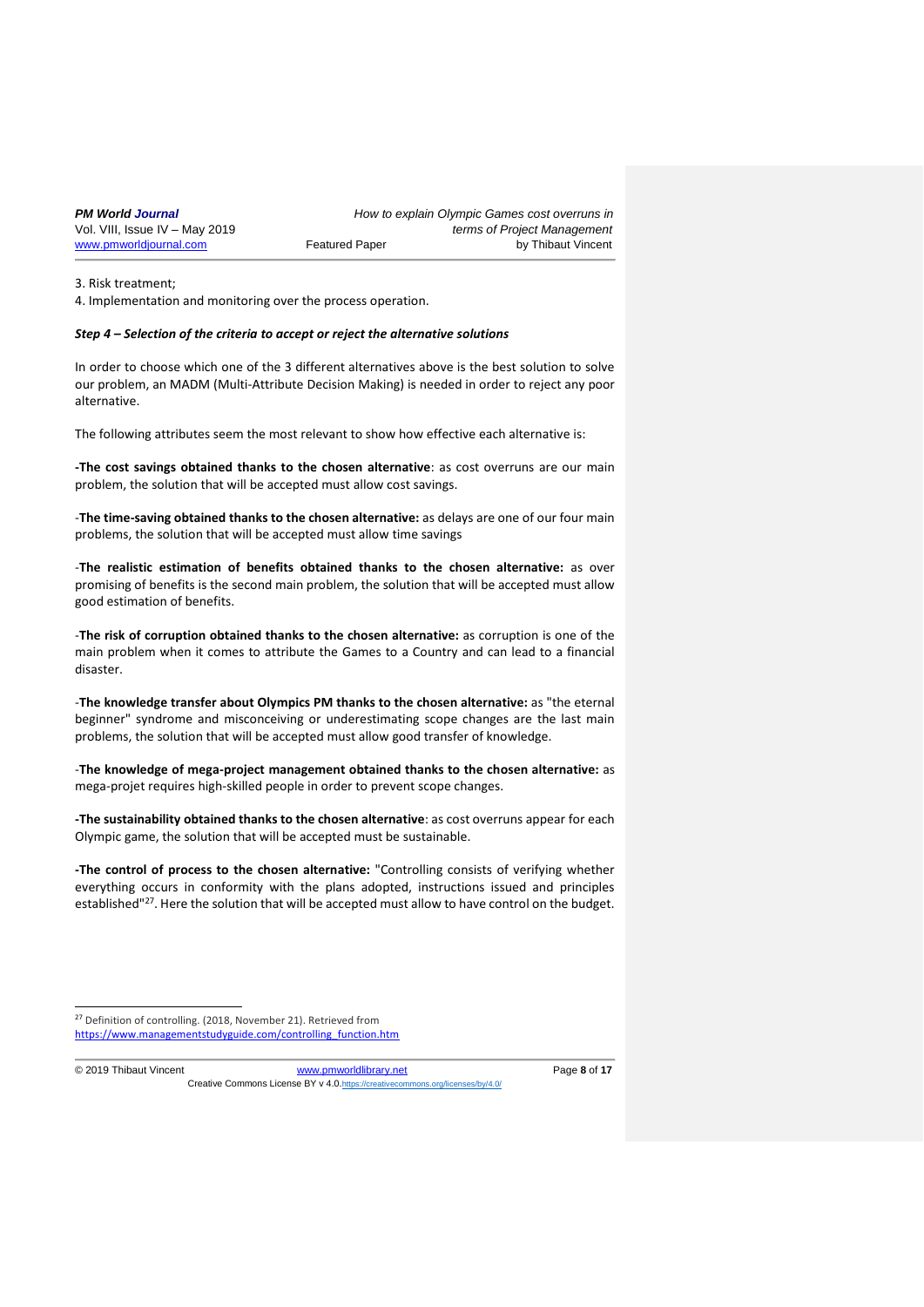3. Risk treatment;
4. Implementation and monitoring over the process operation.

***Step 4 – Selection of the criteria to accept or reject the alternative solutions***

In order to choose which one of the 3 different alternatives above is the best solution to solve our problem, an MADM (Multi-Attribute Decision Making) is needed in order to reject any poor alternative.

The following attributes seem the most relevant to show how effective each alternative is:

**-The cost savings obtained thanks to the chosen alternative**: as cost overruns are our main problem, the solution that will be accepted must allow cost savings.

-**The time-saving obtained thanks to the chosen alternative:** as delays are one of our four main problems, the solution that will be accepted must allow time savings

-**The realistic estimation of benefits obtained thanks to the chosen alternative:** as over promising of benefits is the second main problem, the solution that will be accepted must allow good estimation of benefits.

-**The risk of corruption obtained thanks to the chosen alternative:** as corruption is one of the main problem when it comes to attribute the Games to a Country and can lead to a financial disaster.

-**The knowledge transfer about Olympics PM thanks to the chosen alternative:** as "the eternal beginner" syndrome and misconceiving or underestimating scope changes are the last main problems, the solution that will be accepted must allow good transfer of knowledge.

-**The knowledge of mega-project management obtained thanks to the chosen alternative:** as mega-projet requires high-skilled people in order to prevent scope changes.

**-The sustainability obtained thanks to the chosen alternative**: as cost overruns appear for each Olympic game, the solution that will be accepted must be sustainable.

**-The control of process to the chosen alternative:** "Controlling consists of verifying whether everything occurs in conformity with the plans adopted, instructions issued and principles established"[27]. Here the solution that will be accepted must allow to have control on the budget.

---

[27] Definition of controlling. (2018, November 21). Retrieved from https://www.managementstudyguide.com/controlling_function.htm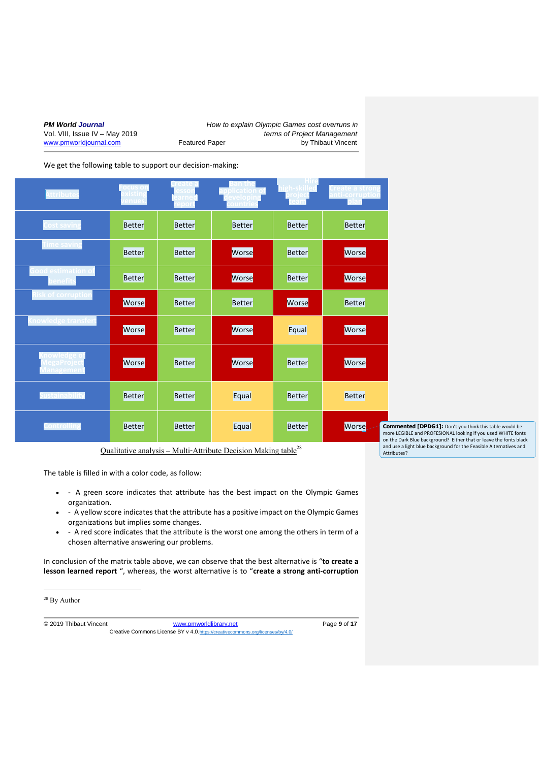We get the following table to support our decision-making:

| Attributes | Focus on existing venues | Create a lesson learned report | Ban the application of developing countries | Hire high-skilled project team | Create a strong anti-corruption plan |
|---|---|---|---|---|---|
| Cost saving | Better | Better | Better | Better | Better |
| Time saving | Better | Better | Worse | Better | Worse |
| Good estimation of benefits | Better | Better | Worse | Better | Worse |
| Risk of corruption | Worse | Better | Better | Worse | Better |
| Knowledge transfert | Worse | Better | Worse | Equal | Worse |
| Knowledge of MegaProject Management | Worse | Better | Worse | Better | Worse |
| Sustainability | Better | Better | Equal | Better | Better |
| Controlling | Better | Better | Equal | Better | Worse |

Qualitative analysis – Multi-Attribute Decision Making table[28]

> **Commented [DPDG1]:** Don't you think this table would be more LEGIBLE and PROFESIONAL looking if you used WHITE fonts on the Dark Blue background? Either that or leave the fonts black and use a light blue background for the Feasible Alternatives and Attributes?

The table is filled in with a color code, as follow:

- - A green score indicates that attribute has the best impact on the Olympic Games organization.
- - A yellow score indicates that the attribute has a positive impact on the Olympic Games organizations but implies some changes.
- - A red score indicates that the attribute is the worst one among the others in term of a chosen alternative answering our problems.

In conclusion of the matrix table above, we can observe that the best alternative is "**to create a lesson learned report** ", whereas, the worst alternative is to "**create a strong anti-corruption**

[28] By Author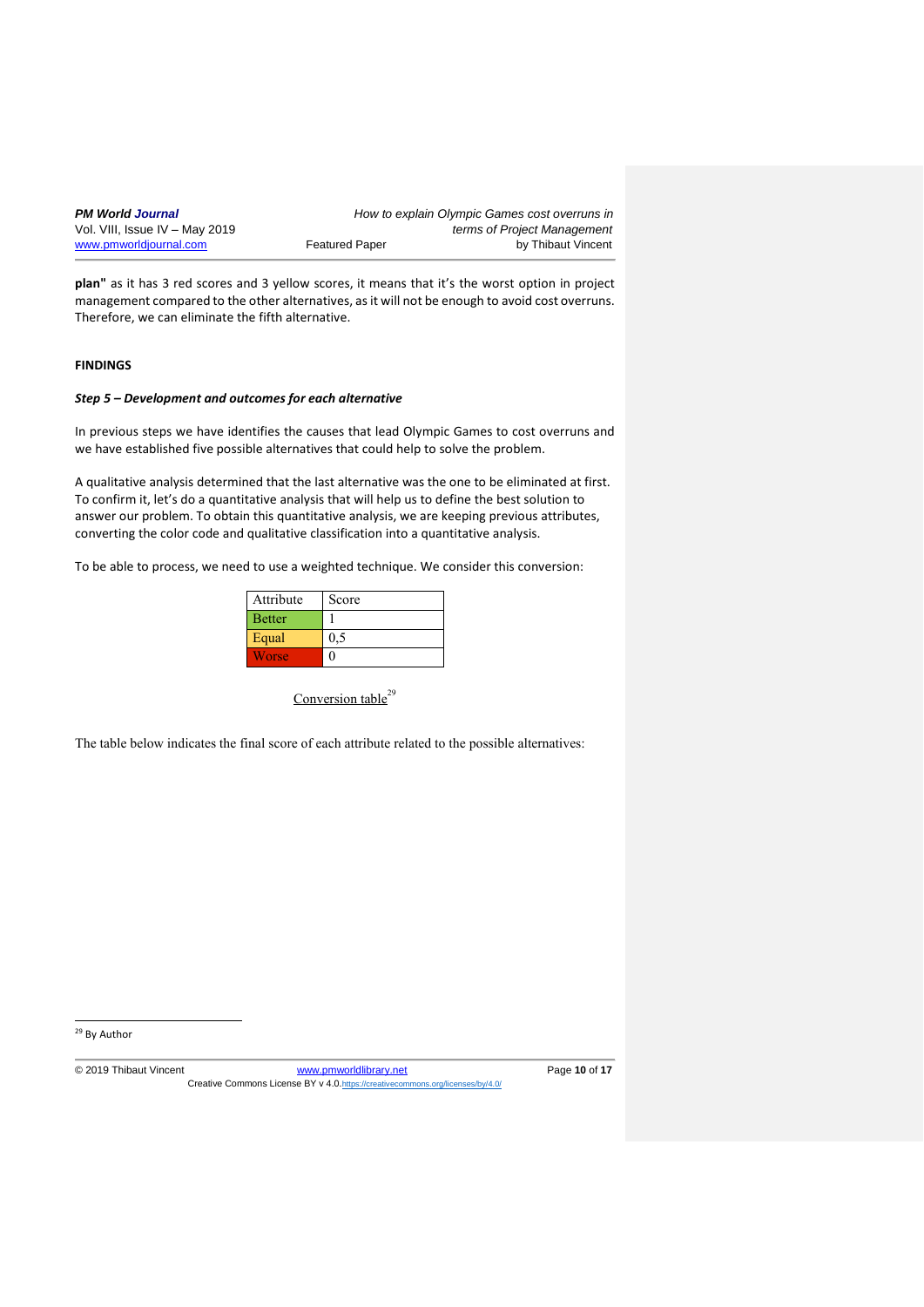**plan"** as it has 3 red scores and 3 yellow scores, it means that it's the worst option in project management compared to the other alternatives, as it will not be enough to avoid cost overruns. Therefore, we can eliminate the fifth alternative.

## FINDINGS

### *Step 5 – Development and outcomes for each alternative*

In previous steps we have identifies the causes that lead Olympic Games to cost overruns and we have established five possible alternatives that could help to solve the problem.

A qualitative analysis determined that the last alternative was the one to be eliminated at first. To confirm it, let's do a quantitative analysis that will help us to define the best solution to answer our problem. To obtain this quantitative analysis, we are keeping previous attributes, converting the color code and qualitative classification into a quantitative analysis.

To be able to process, we need to use a weighted technique. We consider this conversion:

| Attribute | Score |
|---|---|
| Better | 1 |
| Equal | 0,5 |
| Worse | 0 |

Conversion table[29]

The table below indicates the final score of each attribute related to the possible alternatives:

---

[29] By Author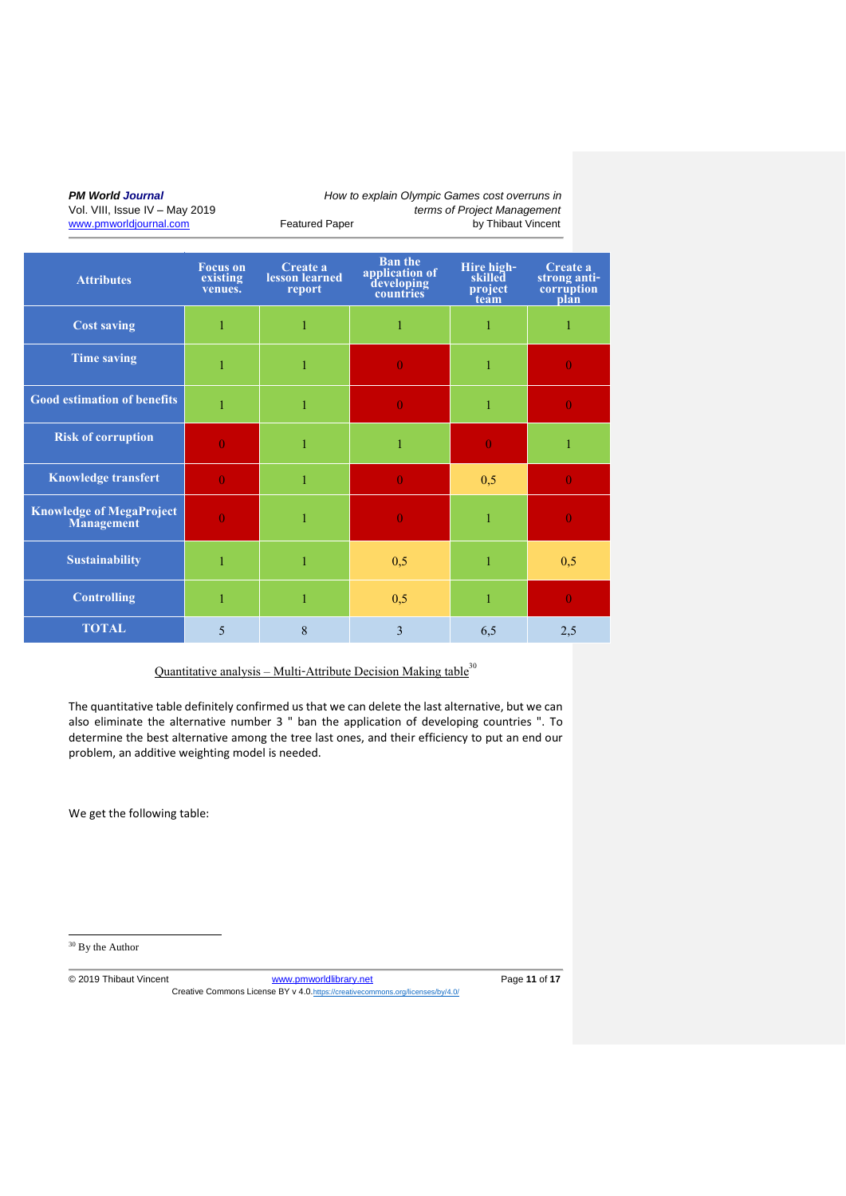| Attributes | Focus on existing venues. | Create a lesson learned report | Ban the application of developing countries | Hire high-skilled project team | Create a strong anti-corruption plan |
|---|---|---|---|---|---|
| Cost saving | 1 | 1 | 1 | 1 | 1 |
| Time saving | 1 | 1 | 0 | 1 | 0 |
| Good estimation of benefits | 1 | 1 | 0 | 1 | 0 |
| Risk of corruption | 0 | 1 | 1 | 0 | 1 |
| Knowledge transfert | 0 | 1 | 0 | 0,5 | 0 |
| Knowledge of MegaProject Management | 0 | 1 | 0 | 1 | 0 |
| Sustainability | 1 | 1 | 0,5 | 1 | 0,5 |
| Controlling | 1 | 1 | 0,5 | 1 | 0 |
| TOTAL | 5 | 8 | 3 | 6,5 | 2,5 |

Quantitative analysis – Multi-Attribute Decision Making table[30]

The quantitative table definitely confirmed us that we can delete the last alternative, but we can also eliminate the alternative number 3 " ban the application of developing countries ". To determine the best alternative among the tree last ones, and their efficiency to put an end our problem, an additive weighting model is needed.

We get the following table:

[30] By the Author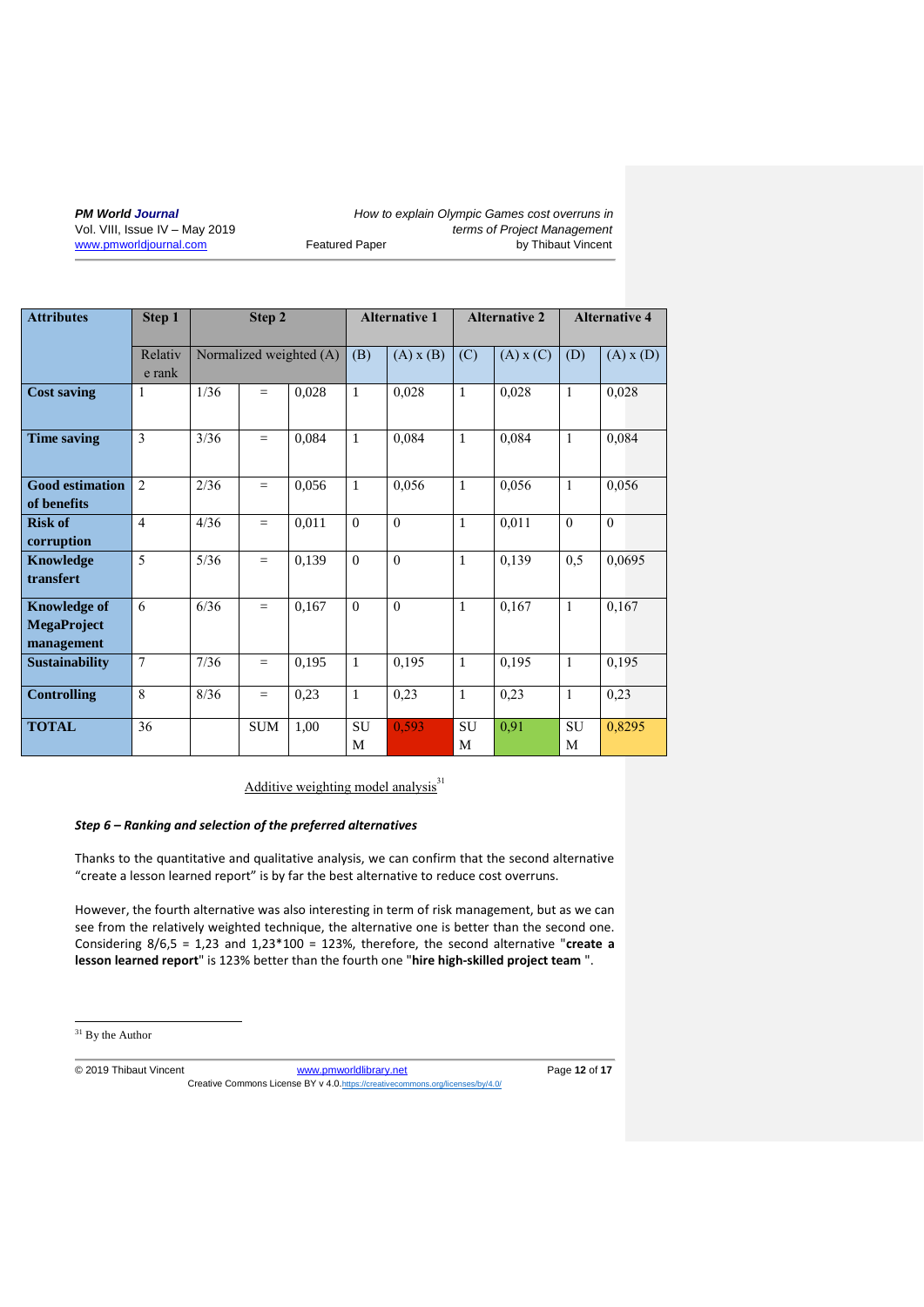| Attributes | Step 1 | Step 2 | | | Alternative 1 | | Alternative 2 | | Alternative 4 | |
|---|---|---|---|---|---|---|---|---|---|---|
| | Relative rank | Normalized weighted (A) | | | (B) | (A) x (B) | (C) | (A) x (C) | (D) | (A) x (D) |
| **Cost saving** | 1 | 1/36 | = | 0,028 | 1 | 0,028 | 1 | 0,028 | 1 | 0,028 |
| **Time saving** | 3 | 3/36 | = | 0,084 | 1 | 0,084 | 1 | 0,084 | 1 | 0,084 |
| **Good estimation of benefits** | 2 | 2/36 | = | 0,056 | 1 | 0,056 | 1 | 0,056 | 1 | 0,056 |
| **Risk of corruption** | 4 | 4/36 | = | 0,011 | 0 | 0 | 1 | 0,011 | 0 | 0 |
| **Knowledge transfert** | 5 | 5/36 | = | 0,139 | 0 | 0 | 1 | 0,139 | 0,5 | 0,0695 |
| **Knowledge of MegaProject management** | 6 | 6/36 | = | 0,167 | 0 | 0 | 1 | 0,167 | 1 | 0,167 |
| **Sustainability** | 7 | 7/36 | = | 0,195 | 1 | 0,195 | 1 | 0,195 | 1 | 0,195 |
| **Controlling** | 8 | 8/36 | = | 0,23 | 1 | 0,23 | 1 | 0,23 | 1 | 0,23 |
| **TOTAL** | 36 | | SUM | 1,00 | SUM | 0,593 | SUM | 0,91 | SUM | 0,8295 |

Additive weighting model analysis[31]

***Step 6 – Ranking and selection of the preferred alternatives***

Thanks to the quantitative and qualitative analysis, we can confirm that the second alternative "create a lesson learned report" is by far the best alternative to reduce cost overruns.

However, the fourth alternative was also interesting in term of risk management, but as we can see from the relatively weighted technique, the alternative one is better than the second one. Considering 8/6,5 = 1,23 and 1,23*100 = 123%, therefore, the second alternative "**create a lesson learned report**" is 123% better than the fourth one "**hire high-skilled project team** ".

[31] By the Author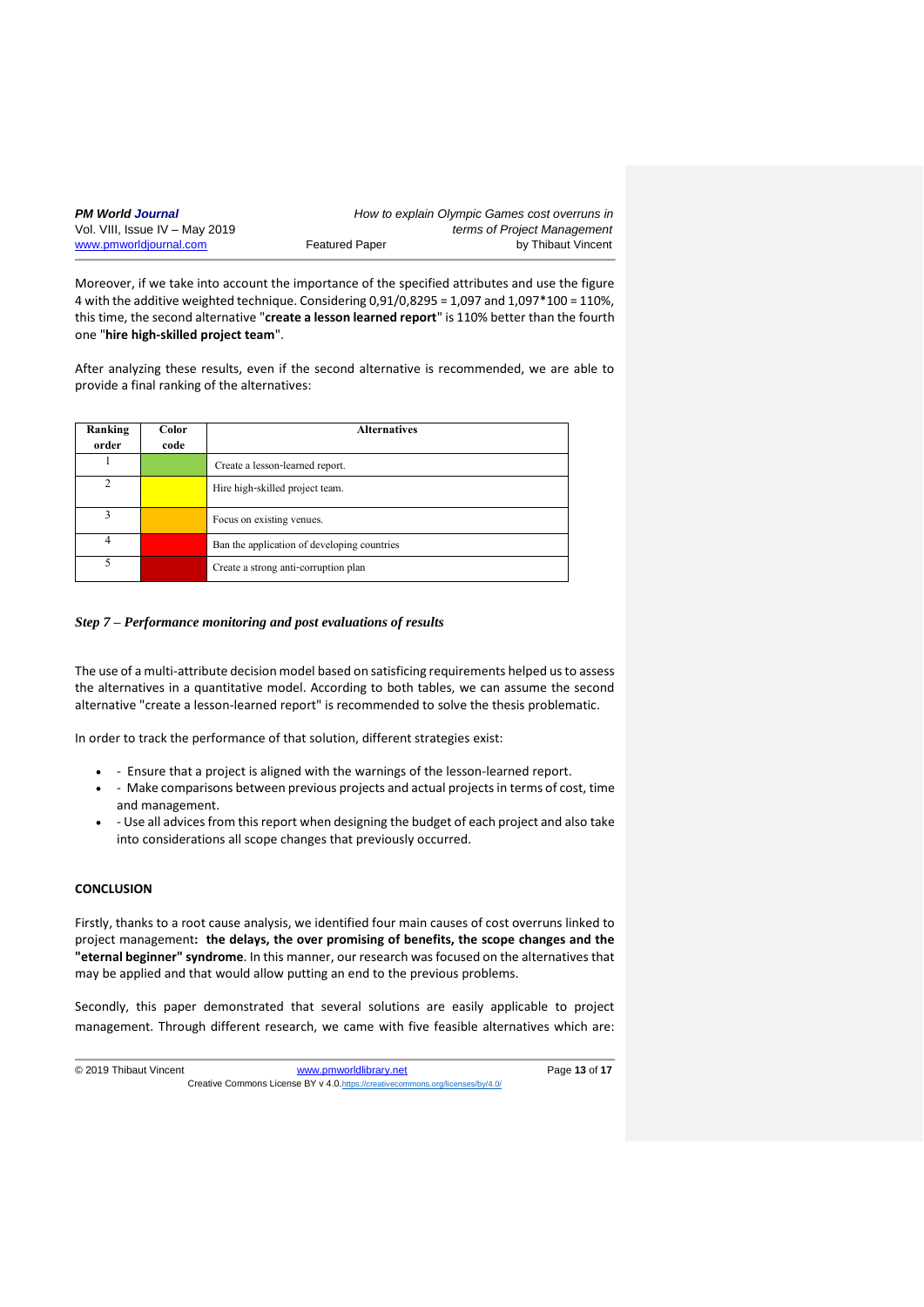Moreover, if we take into account the importance of the specified attributes and use the figure 4 with the additive weighted technique. Considering 0,91/0,8295 = 1,097 and 1,097*100 = 110%, this time, the second alternative "**create a lesson learned report**" is 110% better than the fourth one "**hire high-skilled project team**".

After analyzing these results, even if the second alternative is recommended, we are able to provide a final ranking of the alternatives:

| Ranking order | Color code | Alternatives |
|---|---|---|
| 1 | | Create a lesson-learned report. |
| 2 | | Hire high-skilled project team. |
| 3 | | Focus on existing venues. |
| 4 | | Ban the application of developing countries |
| 5 | | Create a strong anti-corruption plan |

### *Step 7 – Performance monitoring and post evaluations of results*

The use of a multi-attribute decision model based on satisficing requirements helped us to assess the alternatives in a quantitative model. According to both tables, we can assume the second alternative "create a lesson-learned report" is recommended to solve the thesis problematic.

In order to track the performance of that solution, different strategies exist:

- - Ensure that a project is aligned with the warnings of the lesson-learned report.
- - Make comparisons between previous projects and actual projects in terms of cost, time and management.
- - Use all advices from this report when designing the budget of each project and also take into considerations all scope changes that previously occurred.

## CONCLUSION

Firstly, thanks to a root cause analysis, we identified four main causes of cost overruns linked to project management**: the delays, the over promising of benefits, the scope changes and the "eternal beginner" syndrome**. In this manner, our research was focused on the alternatives that may be applied and that would allow putting an end to the previous problems.

Secondly, this paper demonstrated that several solutions are easily applicable to project management. Through different research, we came with five feasible alternatives which are: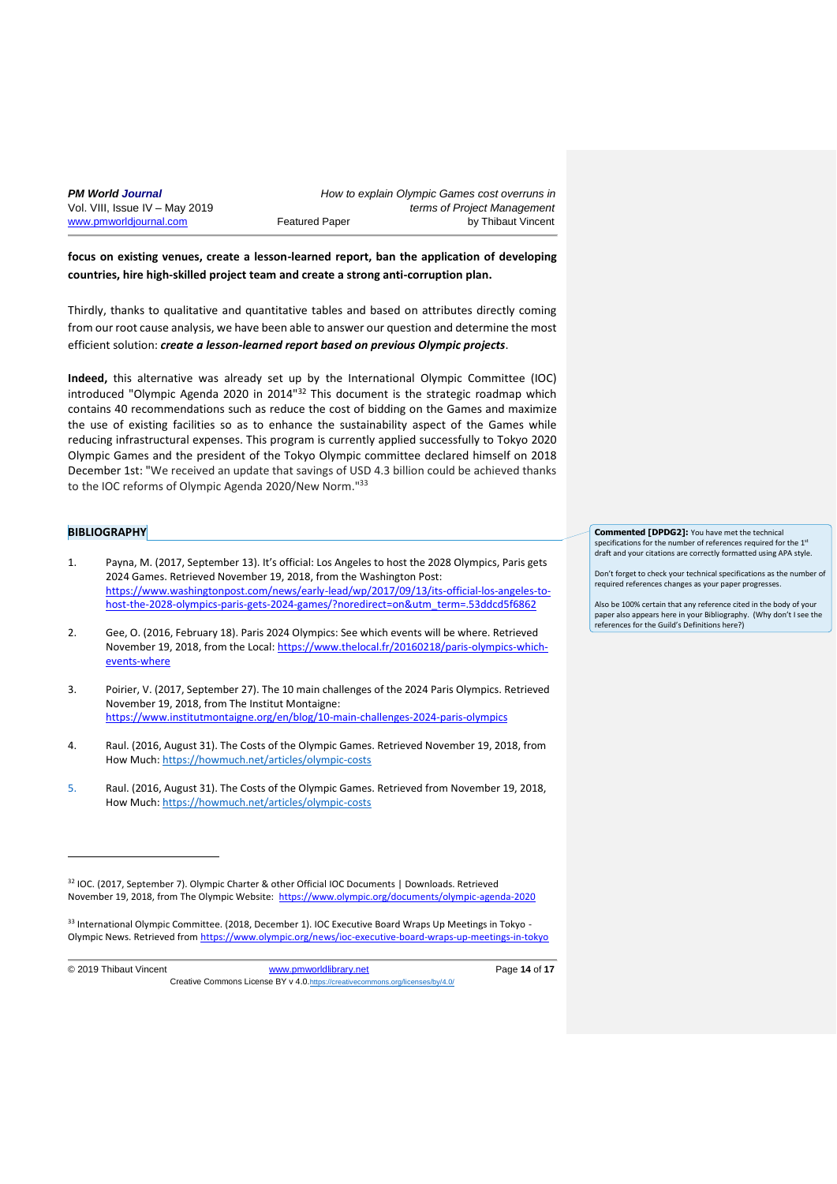**focus on existing venues, create a lesson-learned report, ban the application of developing countries, hire high-skilled project team and create a strong anti-corruption plan.**

Thirdly, thanks to qualitative and quantitative tables and based on attributes directly coming from our root cause analysis, we have been able to answer our question and determine the most efficient solution: ***create a lesson-learned report based on previous Olympic projects***.

**Indeed,** this alternative was already set up by the International Olympic Committee (IOC) introduced "Olympic Agenda 2020 in 2014"[32] This document is the strategic roadmap which contains 40 recommendations such as reduce the cost of bidding on the Games and maximize the use of existing facilities so as to enhance the sustainability aspect of the Games while reducing infrastructural expenses. This program is currently applied successfully to Tokyo 2020 Olympic Games and the president of the Tokyo Olympic committee declared himself on 2018 December 1st: "We received an update that savings of USD 4.3 billion could be achieved thanks to the IOC reforms of Olympic Agenda 2020/New Norm."[33]

## BIBLIOGRAPHY

> **Commented [DPDG2]:** You have met the technical specifications for the number of references required for the 1st draft and your citations are correctly formatted using APA style.
>
> Don't forget to check your technical specifications as the number of required references changes as your paper progresses.
>
> Also be 100% certain that any reference cited in the body of your paper also appears here in your Bibliography. (Why don't I see the references for the Guild's Definitions here?)

1. Payna, M. (2017, September 13). It's official: Los Angeles to host the 2028 Olympics, Paris gets 2024 Games. Retrieved November 19, 2018, from the Washington Post: https://www.washingtonpost.com/news/early-lead/wp/2017/09/13/its-official-los-angeles-to-host-the-2028-olympics-paris-gets-2024-games/?noredirect=on&utm_term=.53ddcd5f6862

2. Gee, O. (2016, February 18). Paris 2024 Olympics: See which events will be where. Retrieved November 19, 2018, from the Local: https://www.thelocal.fr/20160218/paris-olympics-which-events-where

3. Poirier, V. (2017, September 27). The 10 main challenges of the 2024 Paris Olympics. Retrieved November 19, 2018, from The Institut Montaigne: https://www.institutmontaigne.org/en/blog/10-main-challenges-2024-paris-olympics

4. Raul. (2016, August 31). The Costs of the Olympic Games. Retrieved November 19, 2018, from How Much: https://howmuch.net/articles/olympic-costs

5. Raul. (2016, August 31). The Costs of the Olympic Games. Retrieved from November 19, 2018, How Much: https://howmuch.net/articles/olympic-costs

---

[32] IOC. (2017, September 7). Olympic Charter & other Official IOC Documents | Downloads. Retrieved November 19, 2018, from The Olympic Website: https://www.olympic.org/documents/olympic-agenda-2020

[33] International Olympic Committee. (2018, December 1). IOC Executive Board Wraps Up Meetings in Tokyo - Olympic News. Retrieved from https://www.olympic.org/news/ioc-executive-board-wraps-up-meetings-in-tokyo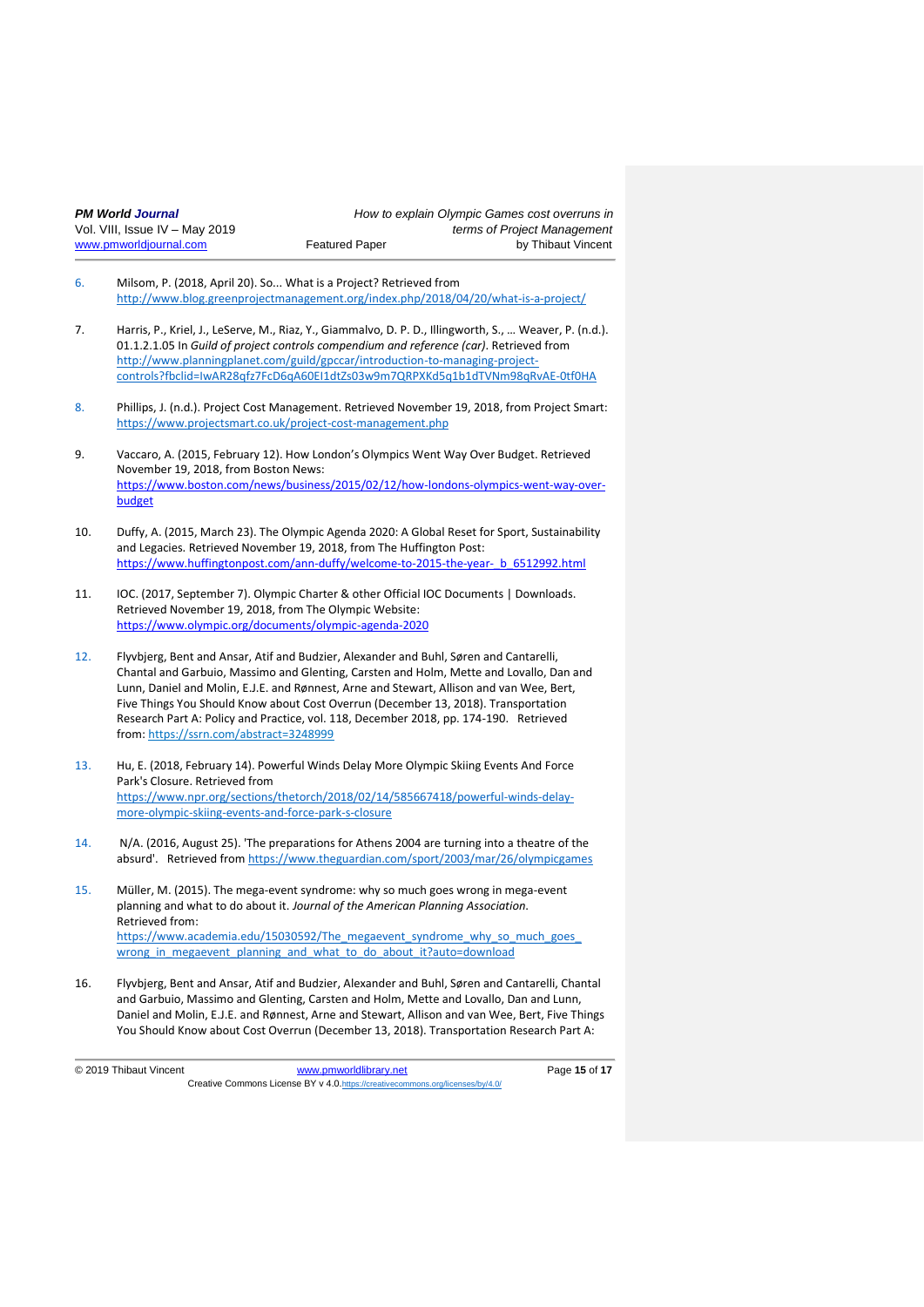6. Milsom, P. (2018, April 20). So... What is a Project? Retrieved from http://www.blog.greenprojectmanagement.org/index.php/2018/04/20/what-is-a-project/

7. Harris, P., Kriel, J., LeServe, M., Riaz, Y., Giammalvo, D. P. D., Illingworth, S., … Weaver, P. (n.d.). 01.1.2.1.05 In *Guild of project controls compendium and reference (car)*. Retrieved from http://www.planningplanet.com/guild/gpccar/introduction-to-managing-project-controls?fbclid=IwAR28qfz7FcD6qA60EI1dtZs03w9m7QRPXKd5q1b1dTVNm98qRvAE-0tf0HA

8. Phillips, J. (n.d.). Project Cost Management. Retrieved November 19, 2018, from Project Smart: https://www.projectsmart.co.uk/project-cost-management.php

9. Vaccaro, A. (2015, February 12). How London's Olympics Went Way Over Budget. Retrieved November 19, 2018, from Boston News: https://www.boston.com/news/business/2015/02/12/how-londons-olympics-went-way-over-budget

10. Duffy, A. (2015, March 23). The Olympic Agenda 2020: A Global Reset for Sport, Sustainability and Legacies. Retrieved November 19, 2018, from The Huffington Post: https://www.huffingtonpost.com/ann-duffy/welcome-to-2015-the-year-_b_6512992.html

11. IOC. (2017, September 7). Olympic Charter & other Official IOC Documents | Downloads. Retrieved November 19, 2018, from The Olympic Website: https://www.olympic.org/documents/olympic-agenda-2020

12. Flyvbjerg, Bent and Ansar, Atif and Budzier, Alexander and Buhl, Søren and Cantarelli, Chantal and Garbuio, Massimo and Glenting, Carsten and Holm, Mette and Lovallo, Dan and Lunn, Daniel and Molin, E.J.E. and Rønnest, Arne and Stewart, Allison and van Wee, Bert, Five Things You Should Know about Cost Overrun (December 13, 2018). Transportation Research Part A: Policy and Practice, vol. 118, December 2018, pp. 174-190. Retrieved from: https://ssrn.com/abstract=3248999

13. Hu, E. (2018, February 14). Powerful Winds Delay More Olympic Skiing Events And Force Park's Closure. Retrieved from https://www.npr.org/sections/thetorch/2018/02/14/585667418/powerful-winds-delay-more-olympic-skiing-events-and-force-park-s-closure

14. N/A. (2016, August 25). 'The preparations for Athens 2004 are turning into a theatre of the absurd'. Retrieved from https://www.theguardian.com/sport/2003/mar/26/olympicgames

15. Müller, M. (2015). The mega-event syndrome: why so much goes wrong in mega-event planning and what to do about it. *Journal of the American Planning Association*. Retrieved from: https://www.academia.edu/15030592/The_megaevent_syndrome_why_so_much_goes_wrong_in_megaevent_planning_and_what_to_do_about_it?auto=download

16. Flyvbjerg, Bent and Ansar, Atif and Budzier, Alexander and Buhl, Søren and Cantarelli, Chantal and Garbuio, Massimo and Glenting, Carsten and Holm, Mette and Lovallo, Dan and Lunn, Daniel and Molin, E.J.E. and Rønnest, Arne and Stewart, Allison and van Wee, Bert, Five Things You Should Know about Cost Overrun (December 13, 2018). Transportation Research Part A: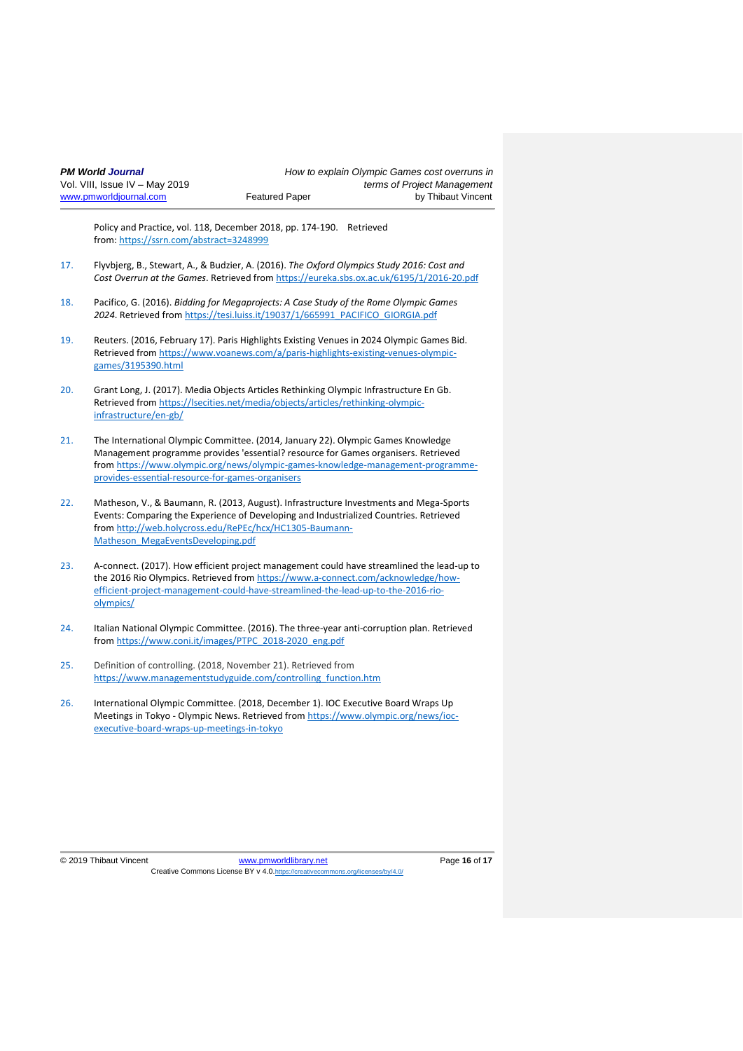Policy and Practice, vol. 118, December 2018, pp. 174-190. Retrieved from: https://ssrn.com/abstract=3248999

17. Flyvbjerg, B., Stewart, A., & Budzier, A. (2016). *The Oxford Olympics Study 2016: Cost and Cost Overrun at the Games*. Retrieved from https://eureka.sbs.ox.ac.uk/6195/1/2016-20.pdf

18. Pacifico, G. (2016). *Bidding for Megaprojects: A Case Study of the Rome Olympic Games 2024*. Retrieved from https://tesi.luiss.it/19037/1/665991_PACIFICO_GIORGIA.pdf

19. Reuters. (2016, February 17). Paris Highlights Existing Venues in 2024 Olympic Games Bid. Retrieved from https://www.voanews.com/a/paris-highlights-existing-venues-olympic-games/3195390.html

20. Grant Long, J. (2017). Media Objects Articles Rethinking Olympic Infrastructure En Gb. Retrieved from https://lsecities.net/media/objects/articles/rethinking-olympic-infrastructure/en-gb/

21. The International Olympic Committee. (2014, January 22). Olympic Games Knowledge Management programme provides 'essential? resource for Games organisers. Retrieved from https://www.olympic.org/news/olympic-games-knowledge-management-programme-provides-essential-resource-for-games-organisers

22. Matheson, V., & Baumann, R. (2013, August). Infrastructure Investments and Mega-Sports Events: Comparing the Experience of Developing and Industrialized Countries. Retrieved from http://web.holycross.edu/RePEc/hcx/HC1305-Baumann-Matheson_MegaEventsDeveloping.pdf

23. A-connect. (2017). How efficient project management could have streamlined the lead-up to the 2016 Rio Olympics. Retrieved from https://www.a-connect.com/acknowledge/how-efficient-project-management-could-have-streamlined-the-lead-up-to-the-2016-rio-olympics/

24. Italian National Olympic Committee. (2016). The three-year anti-corruption plan. Retrieved from https://www.coni.it/images/PTPC_2018-2020_eng.pdf

25. Definition of controlling. (2018, November 21). Retrieved from https://www.managementstudyguide.com/controlling_function.htm

26. International Olympic Committee. (2018, December 1). IOC Executive Board Wraps Up Meetings in Tokyo - Olympic News. Retrieved from https://www.olympic.org/news/ioc-executive-board-wraps-up-meetings-in-tokyo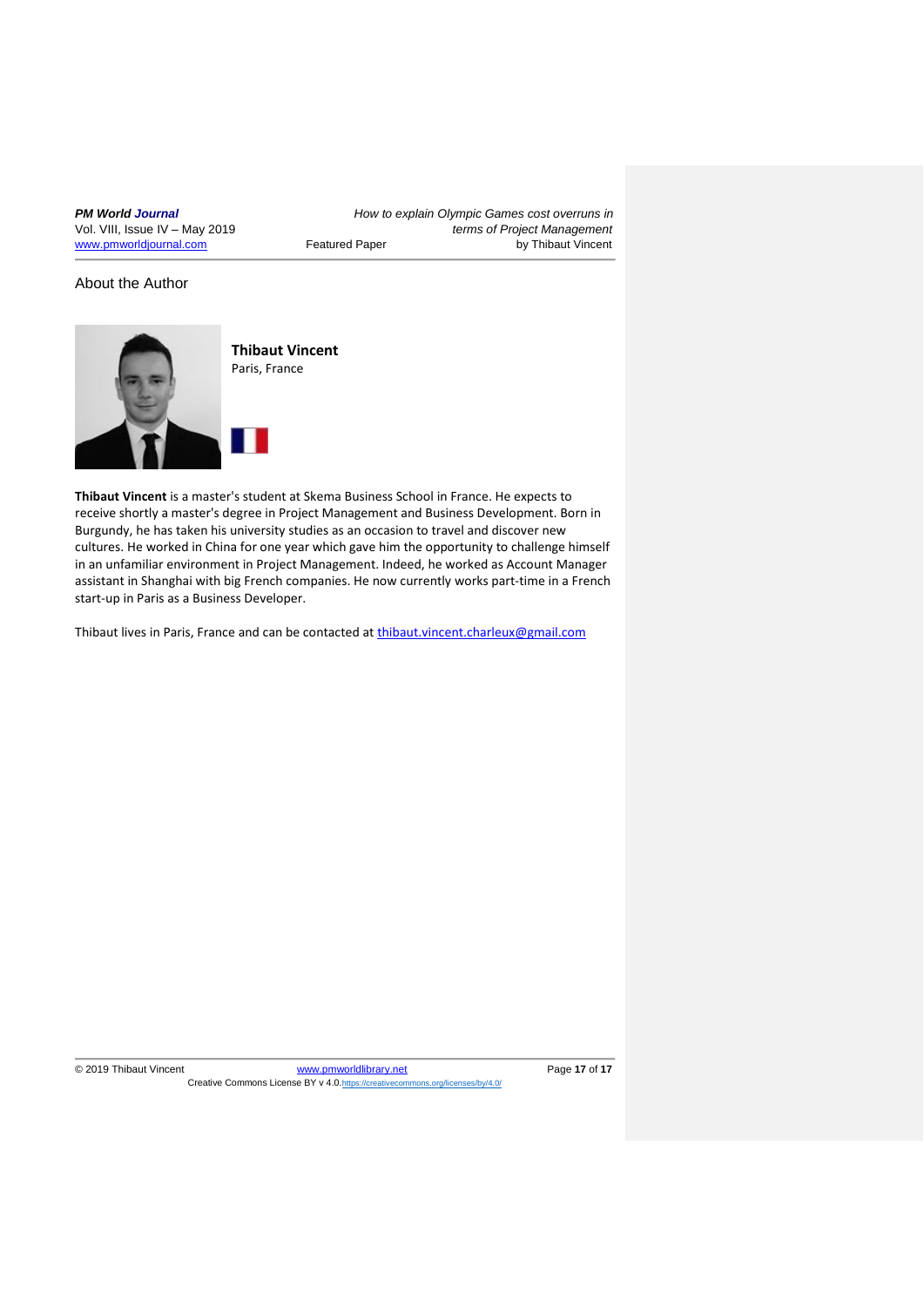## About the Author

**Thibaut Vincent**
Paris, France

**Thibaut Vincent** is a master's student at Skema Business School in France. He expects to receive shortly a master's degree in Project Management and Business Development. Born in Burgundy, he has taken his university studies as an occasion to travel and discover new cultures. He worked in China for one year which gave him the opportunity to challenge himself in an unfamiliar environment in Project Management. Indeed, he worked as Account Manager assistant in Shanghai with big French companies. He now currently works part-time in a French start-up in Paris as a Business Developer.

Thibaut lives in Paris, France and can be contacted at thibaut.vincent.charleux@gmail.com